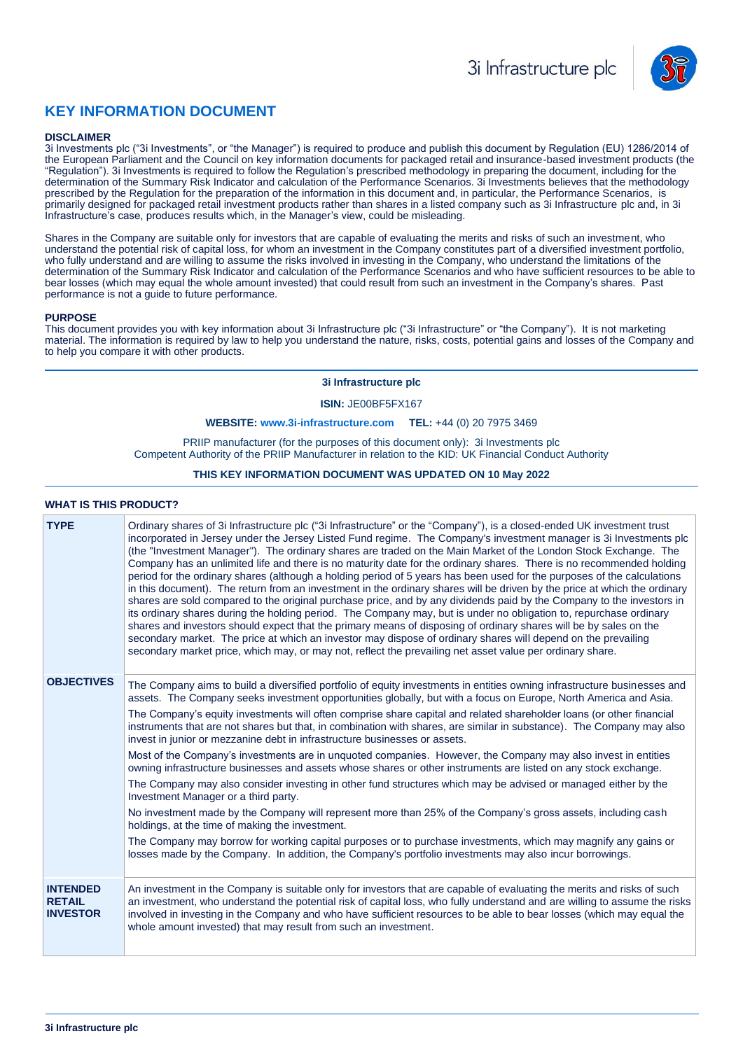# KEY INFORMATION DOCUMENT

**DISCLAIMER**

3i Investments plc ("3i Investments", or "the Manager") is required to produce and publish this document by Regulation (EU) 1286/2014 of the European Parliament and the Council on key information documents for packaged retail and insurance-based investment products (the "Regulation"). 3i Investments is required to follow the Regulation's prescribed methodology in preparing the document, including for the determination of the Summary Risk Indicator and calculation of the Performance Scenarios. 3i Investments believes that the methodology prescribed by the Regulation for the preparation of the information in this document and, in particular, the Performance Scenarios, is primarily designed for packaged retail investment products rather than shares in a listed company such as 3i Infrastructure plc and, in 3i Infrastructure's case, produces results which, in the Manager's view, could be misleading.

Shares in the Company are suitable only for investors that are capable of evaluating the merits and risks of such an investment, who understand the potential risk of capital loss, for whom an investment in the Company constitutes part of a diversified investment portfolio, who fully understand and are willing to assume the risks involved in investing in the Company, who understand the limitations of the determination of the Summary Risk Indicator and calculation of the Performance Scenarios and who have sufficient resources to be able to bear losses (which may equal the whole amount invested) that could result from such an investment in the Company's shares. Past performance is not a guide to future performance.

**PURPOSE**

This document provides you with key information about 3i Infrastructure plc ("3i Infrastructure" or "the Company"). It is not marketing material. The information is required by law to help you understand the nature, risks, costs, potential gains and losses of the Company and to help you compare it with other products.

**3i Infrastructure plc**

**ISIN:** JE00BF5FX167

**WEBSITE:** www.3i-infrastructure.com **TEL:** +44 (0) 20 7975 3469

PRIIP manufacturer (for the purposes of this document only): 3i Investments plc
Competent Authority of the PRIIP Manufacturer in relation to the KID: UK Financial Conduct Authority

**THIS KEY INFORMATION DOCUMENT WAS UPDATED ON 10 May 2022**

## WHAT IS THIS PRODUCT?

| | |
|---|---|
| **TYPE** | Ordinary shares of 3i Infrastructure plc ("3i Infrastructure" or the "Company"), is a closed-ended UK investment trust incorporated in Jersey under the Jersey Listed Fund regime. The Company's investment manager is 3i Investments plc (the "Investment Manager"). The ordinary shares are traded on the Main Market of the London Stock Exchange. The Company has an unlimited life and there is no maturity date for the ordinary shares. There is no recommended holding period for the ordinary shares (although a holding period of 5 years has been used for the purposes of the calculations in this document). The return from an investment in the ordinary shares will be driven by the price at which the ordinary shares are sold compared to the original purchase price, and by any dividends paid by the Company to the investors in its ordinary shares during the holding period. The Company may, but is under no obligation to, repurchase ordinary shares and investors should expect that the primary means of disposing of ordinary shares will be by sales on the secondary market. The price at which an investor may dispose of ordinary shares will depend on the prevailing secondary market price, which may, or may not, reflect the prevailing net asset value per ordinary share. |
| **OBJECTIVES** | The Company aims to build a diversified portfolio of equity investments in entities owning infrastructure businesses and assets. The Company seeks investment opportunities globally, but with a focus on Europe, North America and Asia.<br><br>The Company's equity investments will often comprise share capital and related shareholder loans (or other financial instruments that are not shares but that, in combination with shares, are similar in substance). The Company may also invest in junior or mezzanine debt in infrastructure businesses or assets.<br><br>Most of the Company's investments are in unquoted companies. However, the Company may also invest in entities owning infrastructure businesses and assets whose shares or other instruments are listed on any stock exchange.<br><br>The Company may also consider investing in other fund structures which may be advised or managed either by the Investment Manager or a third party.<br><br>No investment made by the Company will represent more than 25% of the Company's gross assets, including cash holdings, at the time of making the investment.<br><br>The Company may borrow for working capital purposes or to purchase investments, which may magnify any gains or losses made by the Company. In addition, the Company's portfolio investments may also incur borrowings. |
| **INTENDED RETAIL INVESTOR** | An investment in the Company is suitable only for investors that are capable of evaluating the merits and risks of such an investment, who understand the potential risk of capital loss, who fully understand and are willing to assume the risks involved in investing in the Company and who have sufficient resources to be able to bear losses (which may equal the whole amount invested) that may result from such an investment. |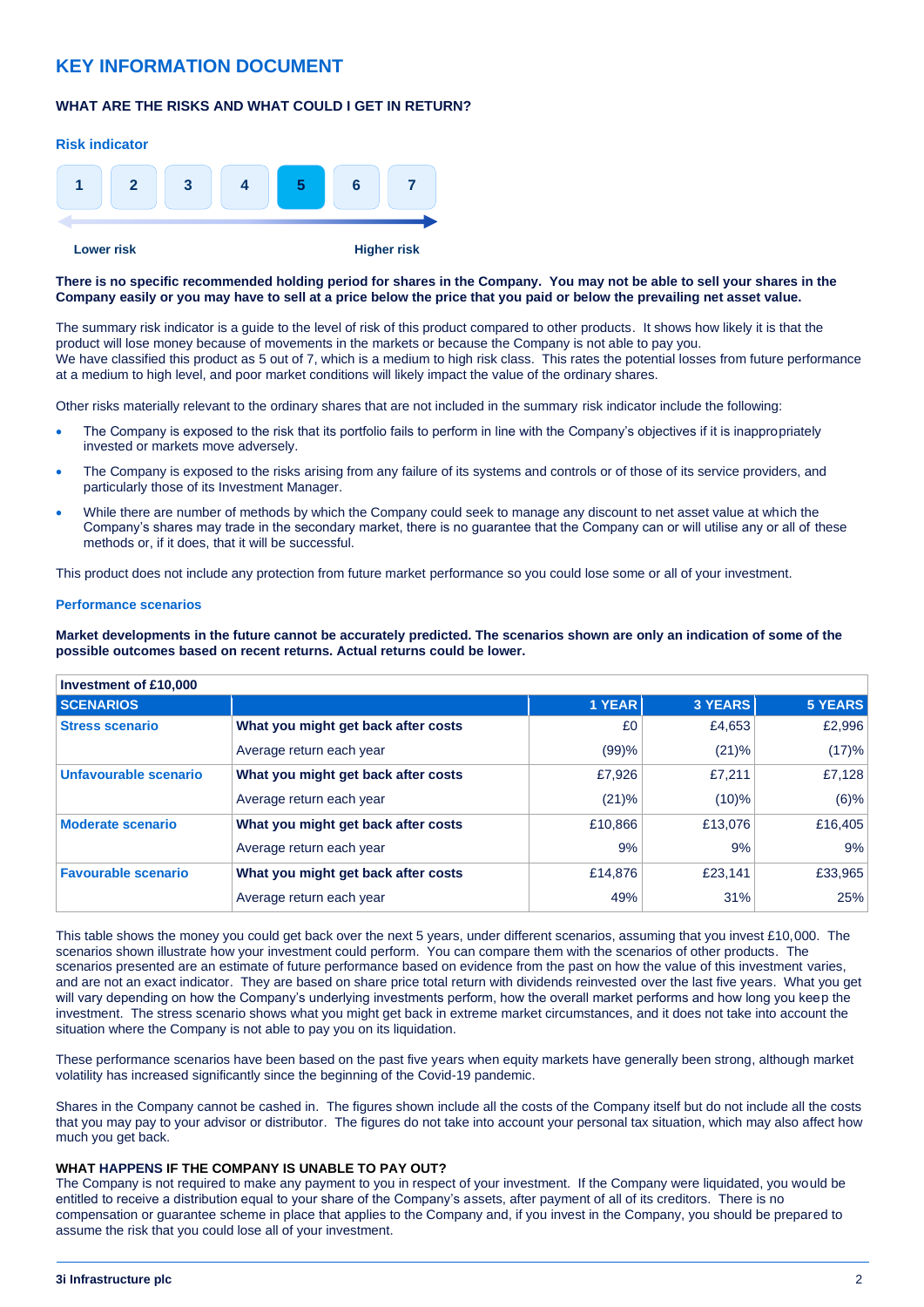# KEY INFORMATION DOCUMENT

### WHAT ARE THE RISKS AND WHAT COULD I GET IN RETURN?

#### Risk indicator

| 1 | 2 | 3 | 4 | **5** | 6 | 7 |
|---|---|---|---|---|---|---|

Lower risk → Higher risk

**There is no specific recommended holding period for shares in the Company. You may not be able to sell your shares in the Company easily or you may have to sell at a price below the price that you paid or below the prevailing net asset value.**

The summary risk indicator is a guide to the level of risk of this product compared to other products. It shows how likely it is that the product will lose money because of movements in the markets or because the Company is not able to pay you.
We have classified this product as 5 out of 7, which is a medium to high risk class. This rates the potential losses from future performance at a medium to high level, and poor market conditions will likely impact the value of the ordinary shares.

Other risks materially relevant to the ordinary shares that are not included in the summary risk indicator include the following:

- The Company is exposed to the risk that its portfolio fails to perform in line with the Company's objectives if it is inappropriately invested or markets move adversely.
- The Company is exposed to the risks arising from any failure of its systems and controls or of those of its service providers, and particularly those of its Investment Manager.
- While there are number of methods by which the Company could seek to manage any discount to net asset value at which the Company's shares may trade in the secondary market, there is no guarantee that the Company can or will utilise any or all of these methods or, if it does, that it will be successful.

This product does not include any protection from future market performance so you could lose some or all of your investment.

#### Performance scenarios

**Market developments in the future cannot be accurately predicted. The scenarios shown are only an indication of some of the possible outcomes based on recent returns. Actual returns could be lower.**

| Investment of £10,000 | | | | |
|---|---|---|---|---|
| **SCENARIOS** | | **1 YEAR** | **3 YEARS** | **5 YEARS** |
| **Stress scenario** | **What you might get back after costs** | £0 | £4,653 | £2,996 |
| | Average return each year | (99)% | (21)% | (17)% |
| **Unfavourable scenario** | **What you might get back after costs** | £7,926 | £7,211 | £7,128 |
| | Average return each year | (21)% | (10)% | (6)% |
| **Moderate scenario** | **What you might get back after costs** | £10,866 | £13,076 | £16,405 |
| | Average return each year | 9% | 9% | 9% |
| **Favourable scenario** | **What you might get back after costs** | £14,876 | £23,141 | £33,965 |
| | Average return each year | 49% | 31% | 25% |

This table shows the money you could get back over the next 5 years, under different scenarios, assuming that you invest £10,000. The scenarios shown illustrate how your investment could perform. You can compare them with the scenarios of other products. The scenarios presented are an estimate of future performance based on evidence from the past on how the value of this investment varies, and are not an exact indicator. They are based on share price total return with dividends reinvested over the last five years. What you get will vary depending on how the Company's underlying investments perform, how the overall market performs and how long you keep the investment. The stress scenario shows what you might get back in extreme market circumstances, and it does not take into account the situation where the Company is not able to pay you on its liquidation.

These performance scenarios have been based on the past five years when equity markets have generally been strong, although market volatility has increased significantly since the beginning of the Covid-19 pandemic.

Shares in the Company cannot be cashed in. The figures shown include all the costs of the Company itself but do not include all the costs that you may pay to your advisor or distributor. The figures do not take into account your personal tax situation, which may also affect how much you get back.

### WHAT HAPPENS IF THE COMPANY IS UNABLE TO PAY OUT?

The Company is not required to make any payment to you in respect of your investment. If the Company were liquidated, you would be entitled to receive a distribution equal to your share of the Company's assets, after payment of all of its creditors. There is no compensation or guarantee scheme in place that applies to the Company and, if you invest in the Company, you should be prepared to assume the risk that you could lose all of your investment.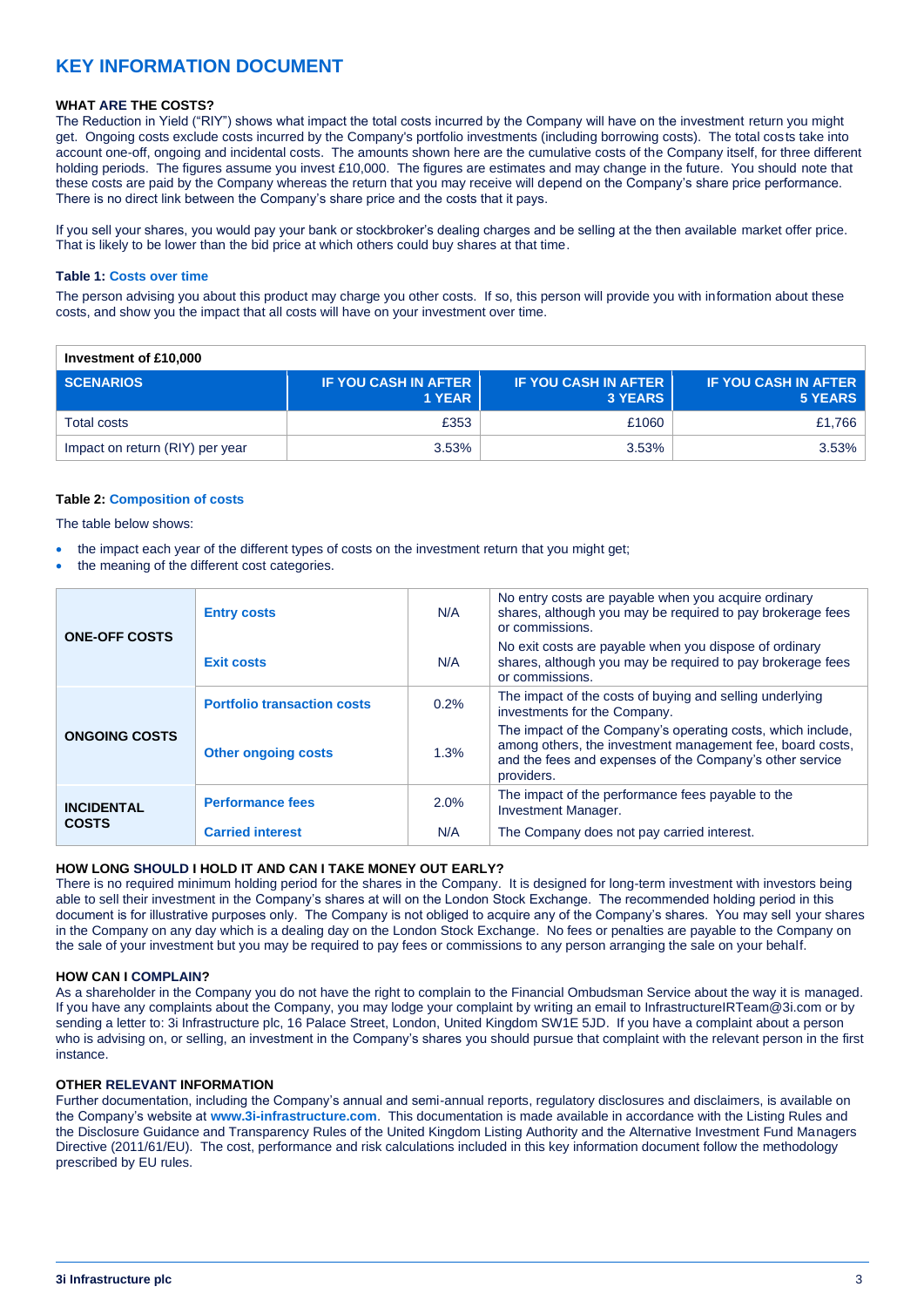# KEY INFORMATION DOCUMENT

### WHAT ARE THE COSTS?

The Reduction in Yield ("RIY") shows what impact the total costs incurred by the Company will have on the investment return you might get. Ongoing costs exclude costs incurred by the Company's portfolio investments (including borrowing costs). The total costs take into account one-off, ongoing and incidental costs. The amounts shown here are the cumulative costs of the Company itself, for three different holding periods. The figures assume you invest £10,000. The figures are estimates and may change in the future. You should note that these costs are paid by the Company whereas the return that you may receive will depend on the Company's share price performance. There is no direct link between the Company's share price and the costs that it pays.

If you sell your shares, you would pay your bank or stockbroker's dealing charges and be selling at the then available market offer price. That is likely to be lower than the bid price at which others could buy shares at that time.

**Table 1: Costs over time**

The person advising you about this product may charge you other costs. If so, this person will provide you with information about these costs, and show you the impact that all costs will have on your investment over time.

| Investment of £10,000 | | | |
|---|---|---|---|
| **SCENARIOS** | **IF YOU CASH IN AFTER 1 YEAR** | **IF YOU CASH IN AFTER 3 YEARS** | **IF YOU CASH IN AFTER 5 YEARS** |
| Total costs | £353 | £1060 | £1,766 |
| Impact on return (RIY) per year | 3.53% | 3.53% | 3.53% |

**Table 2: Composition of costs**

The table below shows:

- the impact each year of the different types of costs on the investment return that you might get;
- the meaning of the different cost categories.

| | | | |
|---|---|---|---|
| **ONE-OFF COSTS** | **Entry costs** | N/A | No entry costs are payable when you acquire ordinary shares, although you may be required to pay brokerage fees or commissions. |
| | **Exit costs** | N/A | No exit costs are payable when you dispose of ordinary shares, although you may be required to pay brokerage fees or commissions. |
| **ONGOING COSTS** | **Portfolio transaction costs** | 0.2% | The impact of the costs of buying and selling underlying investments for the Company. |
| | **Other ongoing costs** | 1.3% | The impact of the Company's operating costs, which include, among others, the investment management fee, board costs, and the fees and expenses of the Company's other service providers. |
| **INCIDENTAL COSTS** | **Performance fees** | 2.0% | The impact of the performance fees payable to the Investment Manager. |
| | **Carried interest** | N/A | The Company does not pay carried interest. |

### HOW LONG SHOULD I HOLD IT AND CAN I TAKE MONEY OUT EARLY?

There is no required minimum holding period for the shares in the Company. It is designed for long-term investment with investors being able to sell their investment in the Company's shares at will on the London Stock Exchange. The recommended holding period in this document is for illustrative purposes only. The Company is not obliged to acquire any of the Company's shares. You may sell your shares in the Company on any day which is a dealing day on the London Stock Exchange. No fees or penalties are payable to the Company on the sale of your investment but you may be required to pay fees or commissions to any person arranging the sale on your behalf.

### HOW CAN I COMPLAIN?

As a shareholder in the Company you do not have the right to complain to the Financial Ombudsman Service about the way it is managed. If you have any complaints about the Company, you may lodge your complaint by writing an email to InfrastructureIRTeam@3i.com or by sending a letter to: 3i Infrastructure plc, 16 Palace Street, London, United Kingdom SW1E 5JD. If you have a complaint about a person who is advising on, or selling, an investment in the Company's shares you should pursue that complaint with the relevant person in the first instance.

### OTHER RELEVANT INFORMATION

Further documentation, including the Company's annual and semi-annual reports, regulatory disclosures and disclaimers, is available on the Company's website at **www.3i-infrastructure.com**. This documentation is made available in accordance with the Listing Rules and the Disclosure Guidance and Transparency Rules of the United Kingdom Listing Authority and the Alternative Investment Fund Managers Directive (2011/61/EU). The cost, performance and risk calculations included in this key information document follow the methodology prescribed by EU rules.